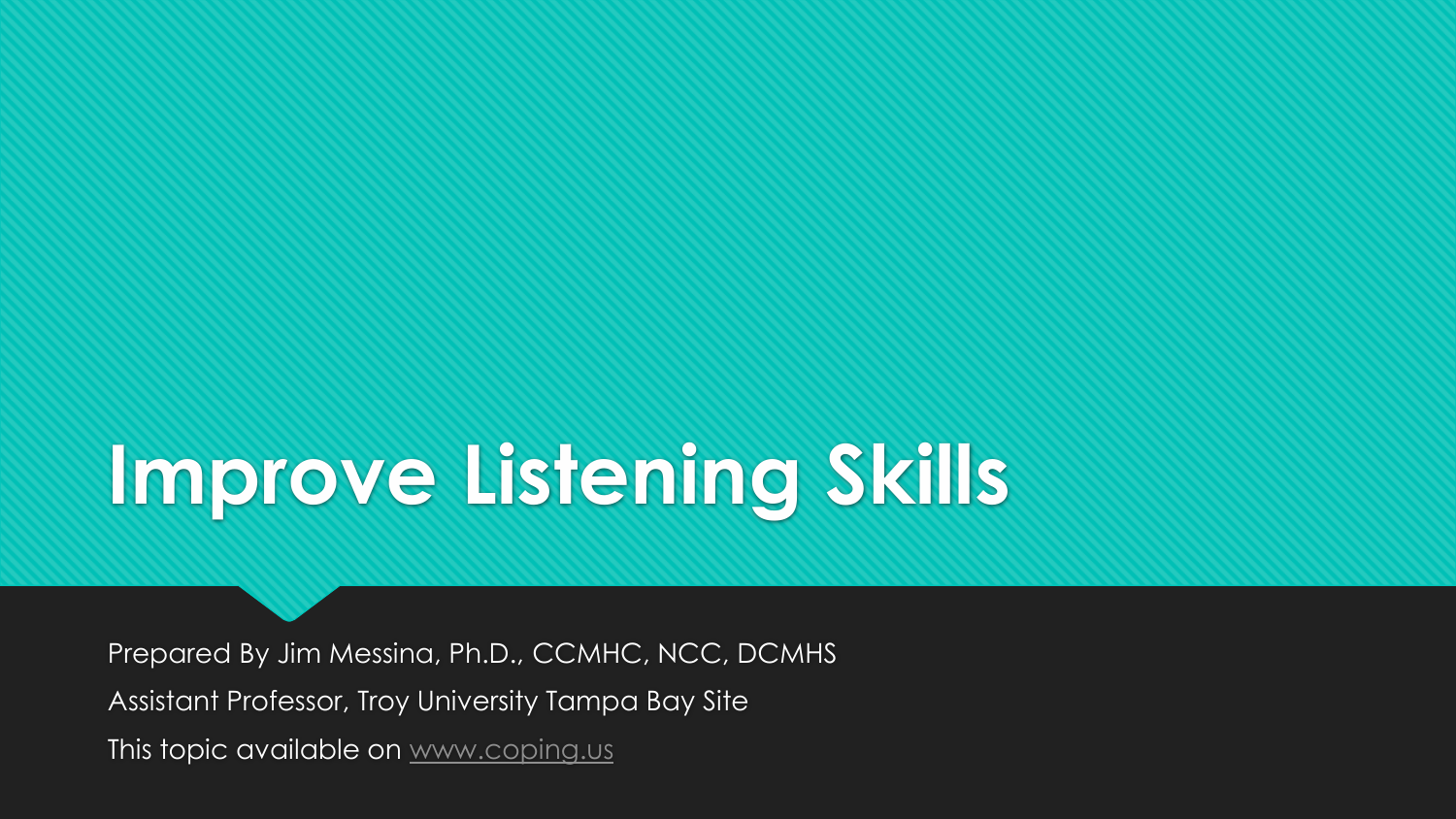# Improve Listening Skills

Prepared By Jim Messina, Ph.D., CCMHC, NCC, DCMHS

Assistant Professor, Troy University Tampa Bay Site

This topic available on www.coping.us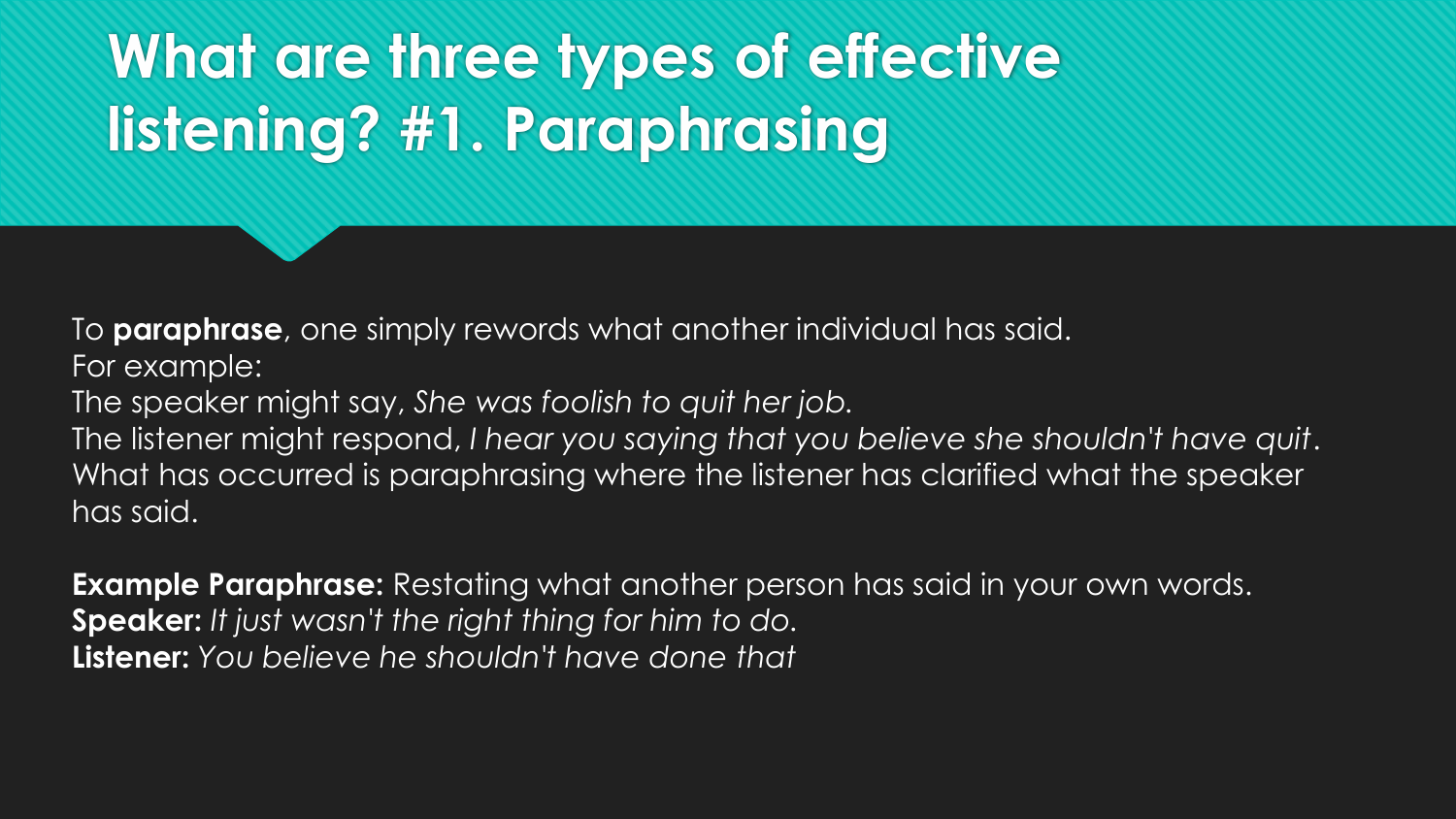# What are three types of effective listening? #1. Paraphrasing

To **paraphrase**, one simply rewords what another individual has said.
For example:
The speaker might say, *She was foolish to quit her job.*
The listener might respond, *I hear you saying that you believe she shouldn't have quit*.
What has occurred is paraphrasing where the listener has clarified what the speaker has said.

**Example Paraphrase:** Restating what another person has said in your own words.
**Speaker:** *It just wasn't the right thing for him to do.*
**Listener:** *You believe he shouldn't have done that*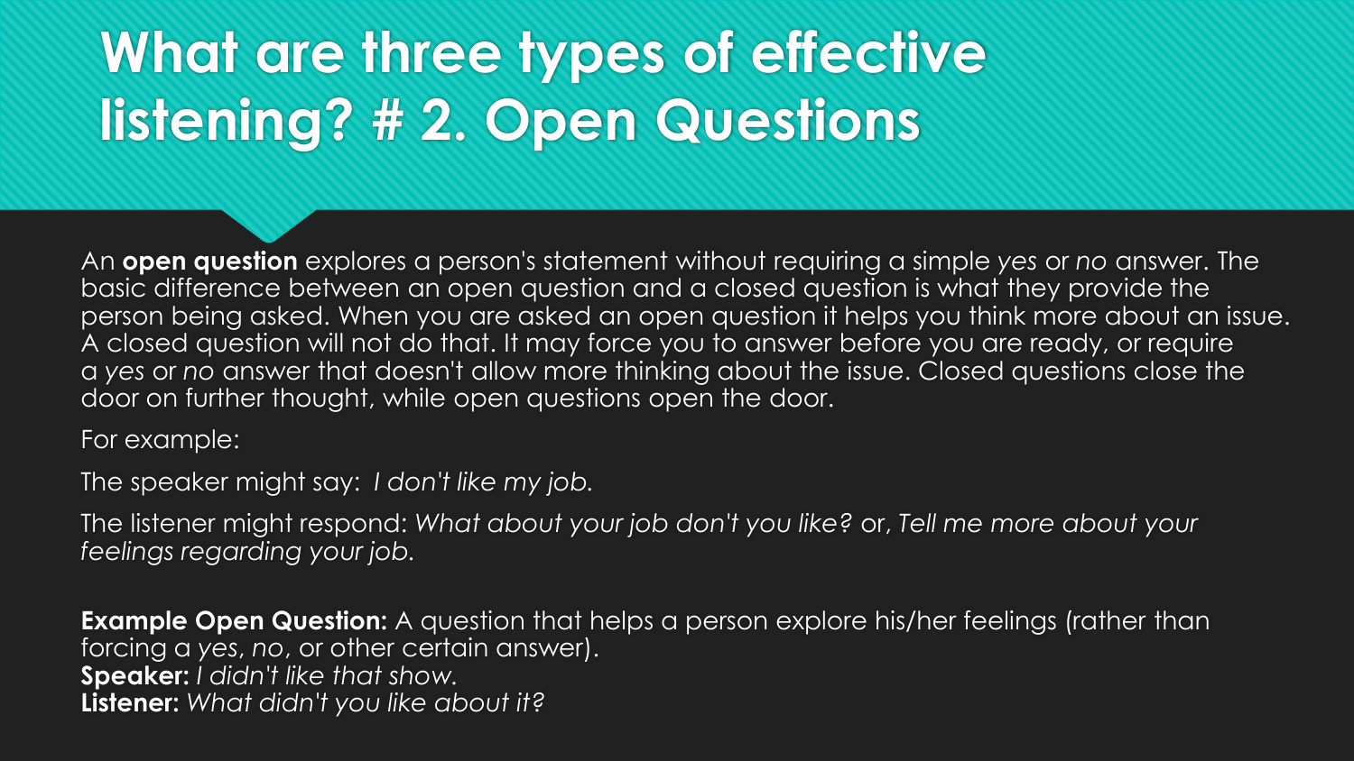# What are three types of effective listening? # 2. Open Questions

An **open question** explores a person's statement without requiring a simple *yes* or *no* answer. The basic difference between an open question and a closed question is what they provide the person being asked. When you are asked an open question it helps you think more about an issue. A closed question will not do that. It may force you to answer before you are ready, or require a *yes* or *no* answer that doesn't allow more thinking about the issue. Closed questions close the door on further thought, while open questions open the door.

For example:

The speaker might say: *I don't like my job.*

The listener might respond: *What about your job don't you like?* or, *Tell me more about your feelings regarding your job.*

**Example Open Question:** A question that helps a person explore his/her feelings (rather than forcing a *yes*, *no*, or other certain answer).
**Speaker:** *I didn't like that show.*
**Listener:** *What didn't you like about it?*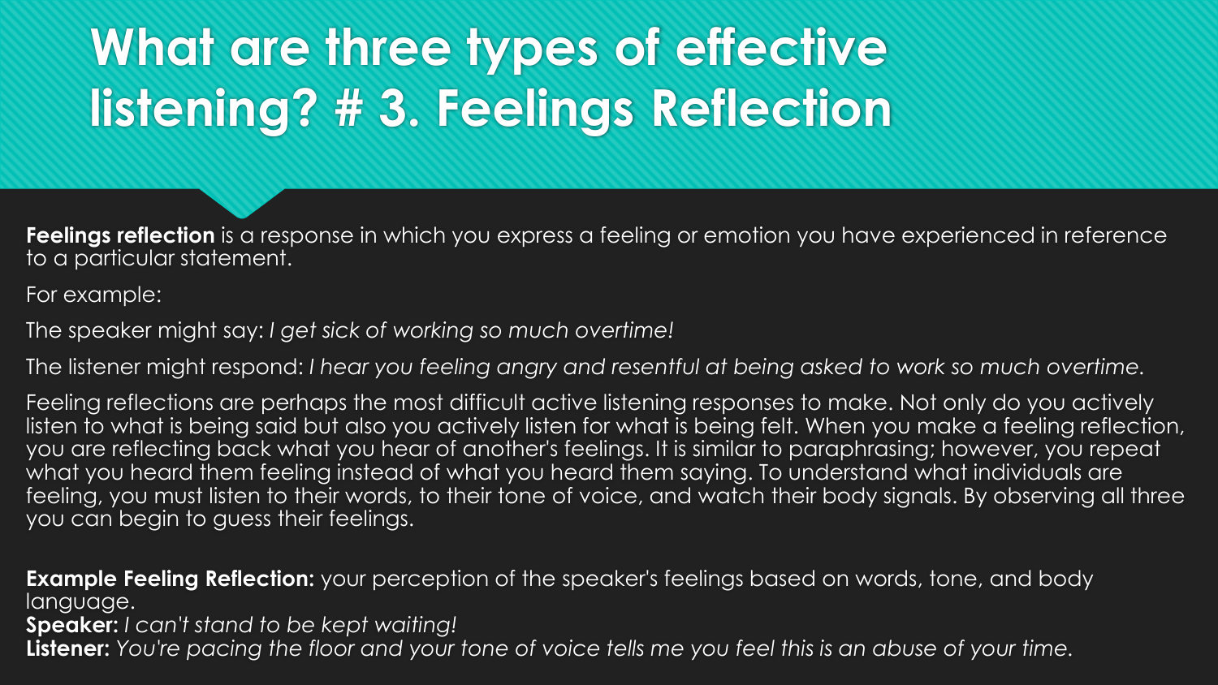# What are three types of effective listening? # 3. Feelings Reflection

**Feelings reflection** is a response in which you express a feeling or emotion you have experienced in reference to a particular statement.

For example:

The speaker might say: *I get sick of working so much overtime!*

The listener might respond: *I hear you feeling angry and resentful at being asked to work so much overtime.*

Feeling reflections are perhaps the most difficult active listening responses to make. Not only do you actively listen to what is being said but also you actively listen for what is being felt. When you make a feeling reflection, you are reflecting back what you hear of another's feelings. It is similar to paraphrasing; however, you repeat what you heard them feeling instead of what you heard them saying. To understand what individuals are feeling, you must listen to their words, to their tone of voice, and watch their body signals. By observing all three you can begin to guess their feelings.

**Example Feeling Reflection:** your perception of the speaker's feelings based on words, tone, and body language.
**Speaker:** *I can't stand to be kept waiting!*
**Listener:** *You're pacing the floor and your tone of voice tells me you feel this is an abuse of your time.*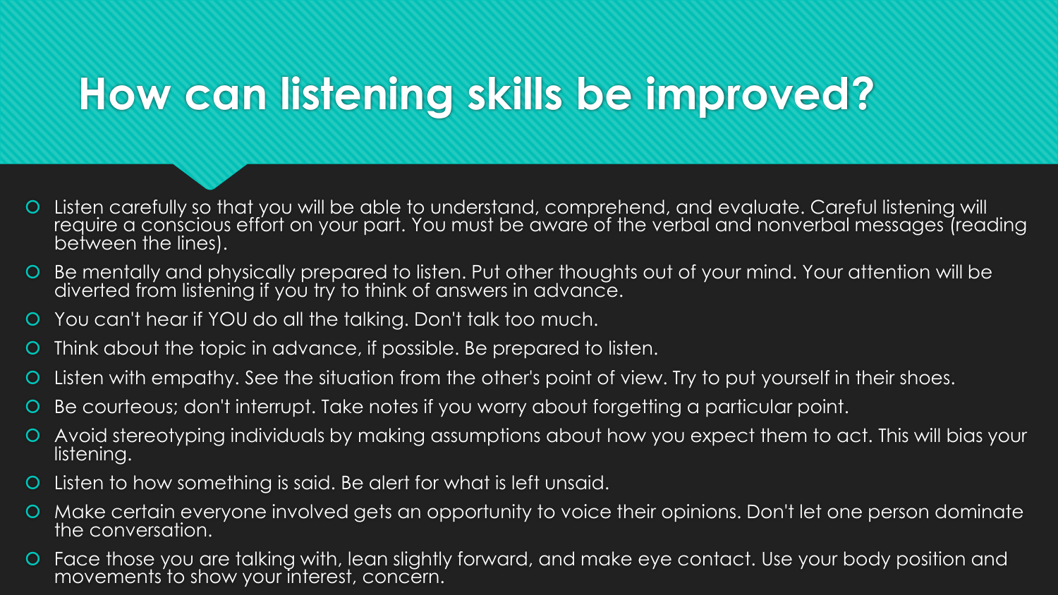# How can listening skills be improved?

- Listen carefully so that you will be able to understand, comprehend, and evaluate. Careful listening will require a conscious effort on your part. You must be aware of the verbal and nonverbal messages (reading between the lines).
- Be mentally and physically prepared to listen. Put other thoughts out of your mind. Your attention will be diverted from listening if you try to think of answers in advance.
- You can't hear if YOU do all the talking. Don't talk too much.
- Think about the topic in advance, if possible. Be prepared to listen.
- Listen with empathy. See the situation from the other's point of view. Try to put yourself in their shoes.
- Be courteous; don't interrupt. Take notes if you worry about forgetting a particular point.
- Avoid stereotyping individuals by making assumptions about how you expect them to act. This will bias your listening.
- Listen to how something is said. Be alert for what is left unsaid.
- Make certain everyone involved gets an opportunity to voice their opinions. Don't let one person dominate the conversation.
- Face those you are talking with, lean slightly forward, and make eye contact. Use your body position and movements to show your interest, concern.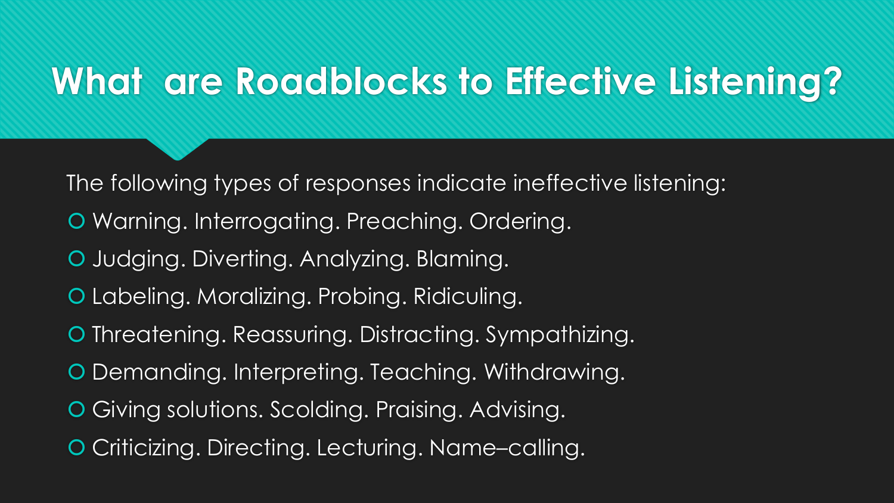# What are Roadblocks to Effective Listening?

The following types of responses indicate ineffective listening:

- Warning. Interrogating. Preaching. Ordering.
- Judging. Diverting. Analyzing. Blaming.
- Labeling. Moralizing. Probing. Ridiculing.
- Threatening. Reassuring. Distracting. Sympathizing.
- Demanding. Interpreting. Teaching. Withdrawing.
- Giving solutions. Scolding. Praising. Advising.
- Criticizing. Directing. Lecturing. Name–calling.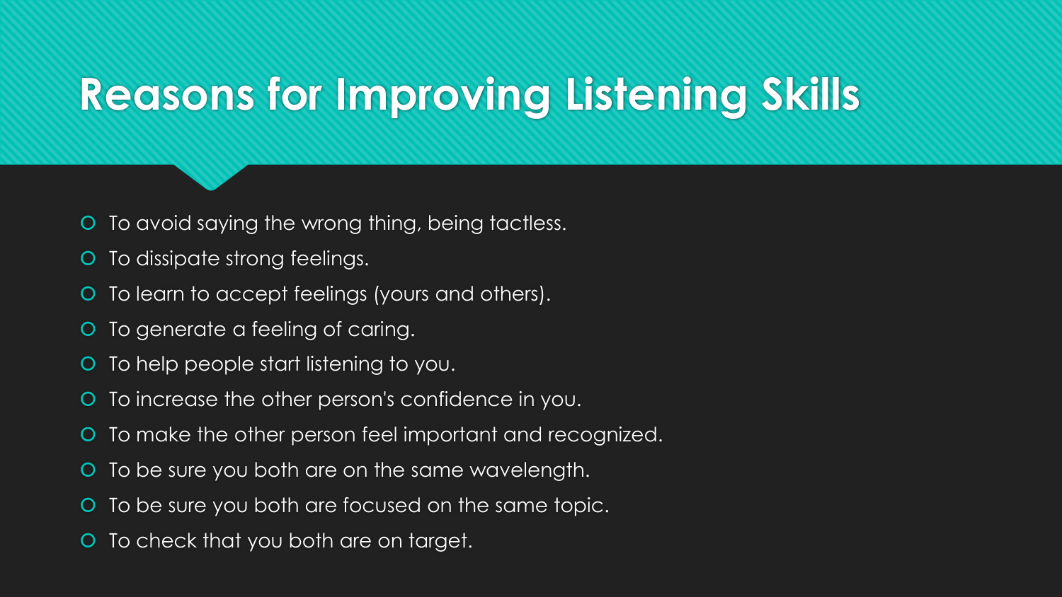# Reasons for Improving Listening Skills

- To avoid saying the wrong thing, being tactless.
- To dissipate strong feelings.
- To learn to accept feelings (yours and others).
- To generate a feeling of caring.
- To help people start listening to you.
- To increase the other person's confidence in you.
- To make the other person feel important and recognized.
- To be sure you both are on the same wavelength.
- To be sure you both are focused on the same topic.
- To check that you both are on target.